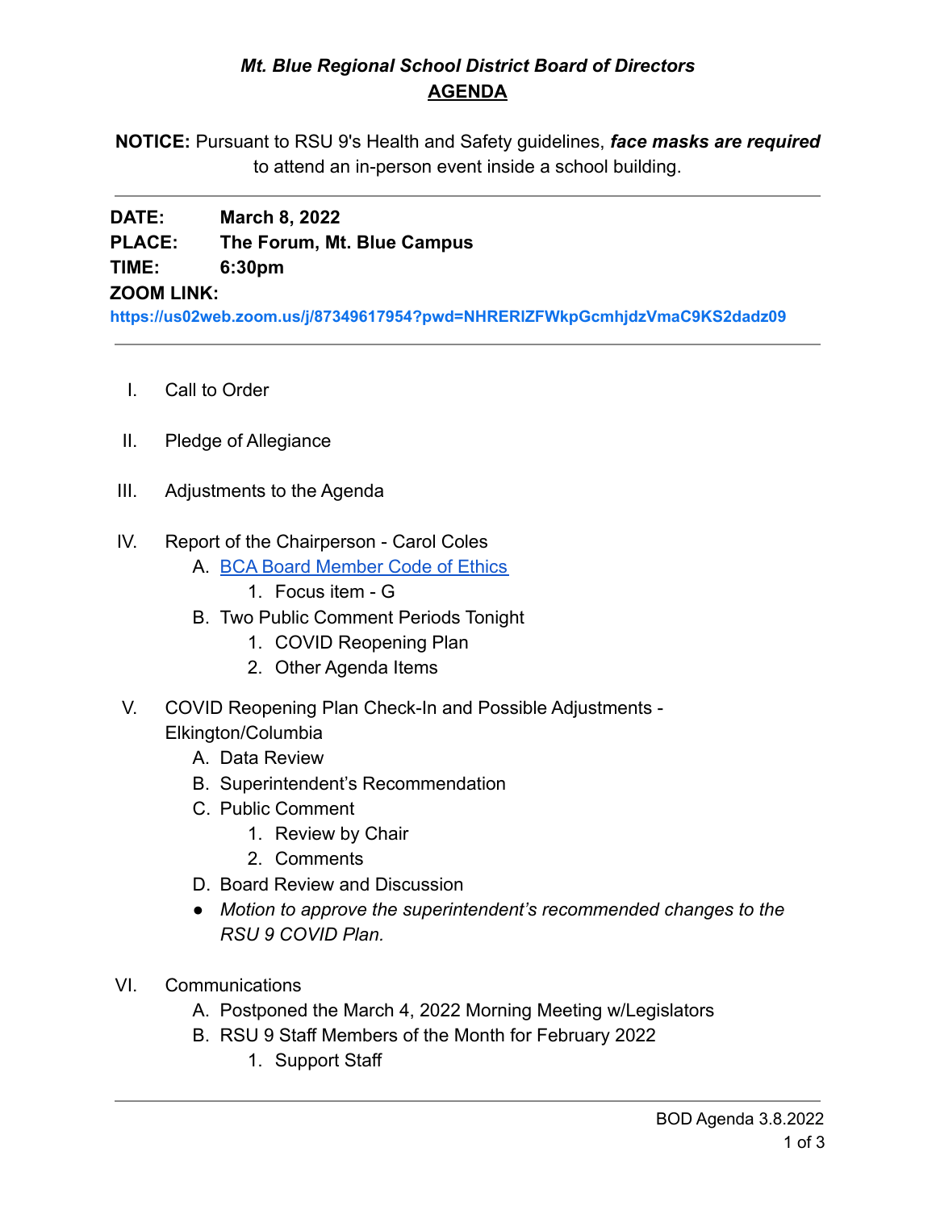# *Mt. Blue Regional School District Board of Directors*

## AGENDA

**NOTICE:** Pursuant to RSU 9's Health and Safety guidelines, ***face masks are required*** to attend an in-person event inside a school building.

---

**DATE:** **March 8, 2022**
**PLACE:** **The Forum, Mt. Blue Campus**
**TIME:** **6:30pm**
**ZOOM LINK:**
**https://us02web.zoom.us/j/87349617954?pwd=NHRERlZFWkpGcmhjdzVmaC9KS2dadz09**

---

I. Call to Order

II. Pledge of Allegiance

III. Adjustments to the Agenda

IV. Report of the Chairperson - Carol Coles
   A. BCA Board Member Code of Ethics
      1. Focus item - G
   B. Two Public Comment Periods Tonight
      1. COVID Reopening Plan
      2. Other Agenda Items

V. COVID Reopening Plan Check-In and Possible Adjustments - Elkington/Columbia
   A. Data Review
   B. Superintendent's Recommendation
   C. Public Comment
      1. Review by Chair
      2. Comments
   D. Board Review and Discussion
   - *Motion to approve the superintendent's recommended changes to the RSU 9 COVID Plan.*

VI. Communications
   A. Postponed the March 4, 2022 Morning Meeting w/Legislators
   B. RSU 9 Staff Members of the Month for February 2022
      1. Support Staff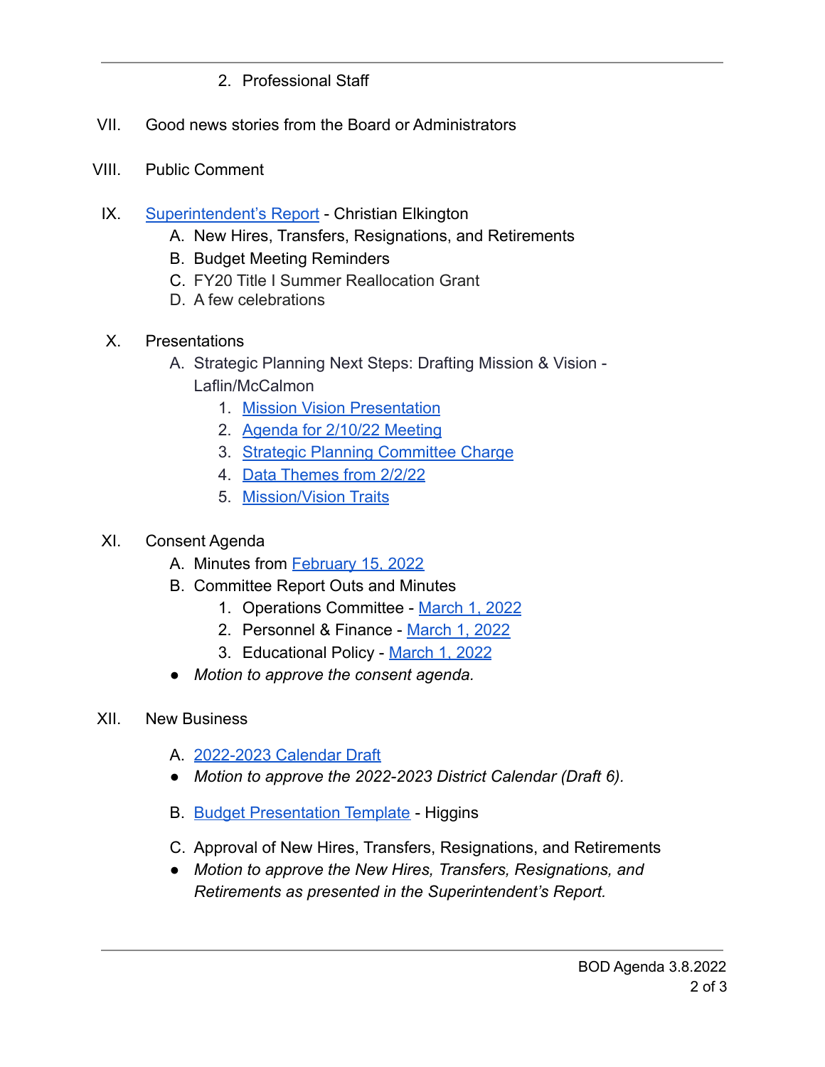2. Professional Staff

VII. Good news stories from the Board or Administrators

VIII. Public Comment

IX. Superintendent's Report - Christian Elkington

A. New Hires, Transfers, Resignations, and Retirements
B. Budget Meeting Reminders
C. FY20 Title I Summer Reallocation Grant
D. A few celebrations

X. Presentations

A. Strategic Planning Next Steps: Drafting Mission & Vision - Laflin/McCalmon
   1. Mission Vision Presentation
   2. Agenda for 2/10/22 Meeting
   3. Strategic Planning Committee Charge
   4. Data Themes from 2/2/22
   5. Mission/Vision Traits

XI. Consent Agenda

A. Minutes from February 15, 2022
B. Committee Report Outs and Minutes
   1. Operations Committee - March 1, 2022
   2. Personnel & Finance - March 1, 2022
   3. Educational Policy - March 1, 2022

- *Motion to approve the consent agenda.*

XII. New Business

A. 2022-2023 Calendar Draft

- *Motion to approve the 2022-2023 District Calendar (Draft 6).*

B. Budget Presentation Template - Higgins

C. Approval of New Hires, Transfers, Resignations, and Retirements

- *Motion to approve the New Hires, Transfers, Resignations, and Retirements as presented in the Superintendent's Report.*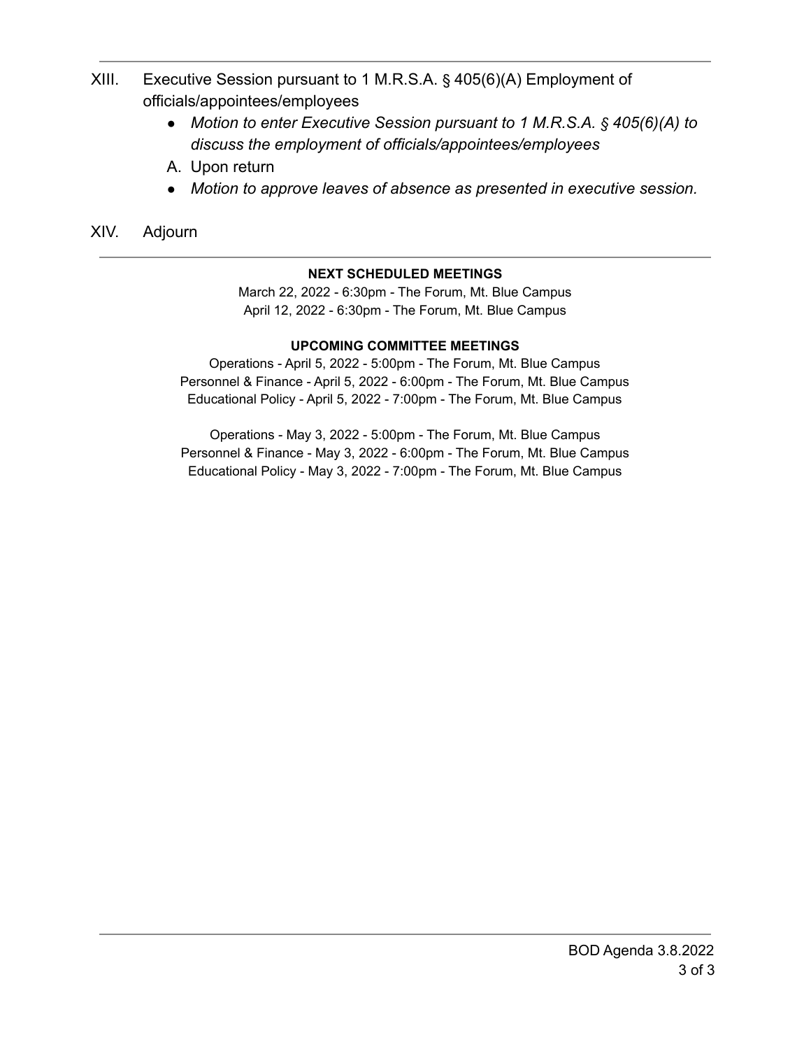XIII. Executive Session pursuant to 1 M.R.S.A. § 405(6)(A) Employment of officials/appointees/employees

- *Motion to enter Executive Session pursuant to 1 M.R.S.A. § 405(6)(A) to discuss the employment of officials/appointees/employees*

A. Upon return

- *Motion to approve leaves of absence as presented in executive session.*

XIV. Adjourn

---

**NEXT SCHEDULED MEETINGS**

March 22, 2022 - 6:30pm - The Forum, Mt. Blue Campus
April 12, 2022 - 6:30pm - The Forum, Mt. Blue Campus

**UPCOMING COMMITTEE MEETINGS**

Operations - April 5, 2022 - 5:00pm - The Forum, Mt. Blue Campus
Personnel & Finance - April 5, 2022 - 6:00pm - The Forum, Mt. Blue Campus
Educational Policy - April 5, 2022 - 7:00pm - The Forum, Mt. Blue Campus

Operations - May 3, 2022 - 5:00pm - The Forum, Mt. Blue Campus
Personnel & Finance - May 3, 2022 - 6:00pm - The Forum, Mt. Blue Campus
Educational Policy - May 3, 2022 - 7:00pm - The Forum, Mt. Blue Campus